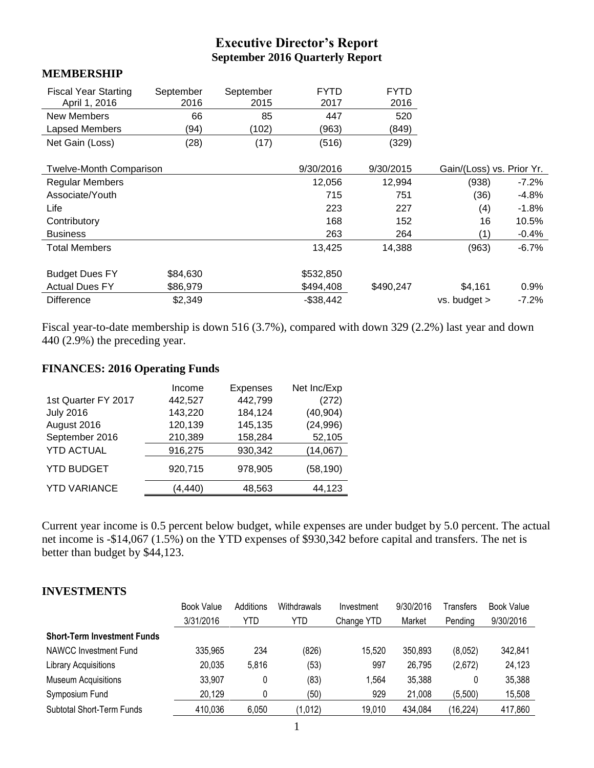# Executive Director's Report
## September 2016 Quarterly Report

### MEMBERSHIP

| Fiscal Year Starting April 1, 2016 | September 2016 | September 2015 | FYTD 2017 | FYTD 2016 | | |
|---|---|---|---|---|---|---|
| New Members | 66 | 85 | 447 | 520 | | |
| Lapsed Members | (94) | (102) | (963) | (849) | | |
| Net Gain (Loss) | (28) | (17) | (516) | (329) | | |
| | | | | | | |
| Twelve-Month Comparison | | | 9/30/2016 | 9/30/2015 | Gain/(Loss) vs. Prior Yr. | |
| Regular Members | | | 12,056 | 12,994 | (938) | -7.2% |
| Associate/Youth | | | 715 | 751 | (36) | -4.8% |
| Life | | | 223 | 227 | (4) | -1.8% |
| Contributory | | | 168 | 152 | 16 | 10.5% |
| Business | | | 263 | 264 | (1) | -0.4% |
| Total Members | | | 13,425 | 14,388 | (963) | -6.7% |
| | | | | | | |
| Budget Dues FY | $84,630 | | $532,850 | | | |
| Actual Dues FY | $86,979 | | $494,408 | $490,247 | $4,161 | 0.9% |
| Difference | $2,349 | | -$38,442 | | vs. budget > | -7.2% |

Fiscal year-to-date membership is down 516 (3.7%), compared with down 329 (2.2%) last year and down 440 (2.9%) the preceding year.

### FINANCES: 2016 Operating Funds

| | Income | Expenses | Net Inc/Exp |
|---|---|---|---|
| 1st Quarter FY 2017 | 442,527 | 442,799 | (272) |
| July 2016 | 143,220 | 184,124 | (40,904) |
| August 2016 | 120,139 | 145,135 | (24,996) |
| September 2016 | 210,389 | 158,284 | 52,105 |
| YTD ACTUAL | 916,275 | 930,342 | (14,067) |
| YTD BUDGET | 920,715 | 978,905 | (58,190) |
| YTD VARIANCE | (4,440) | 48,563 | 44,123 |

Current year income is 0.5 percent below budget, while expenses are under budget by 5.0 percent. The actual net income is -$14,067 (1.5%) on the YTD expenses of $930,342 before capital and transfers. The net is better than budget by $44,123.

### INVESTMENTS

| | Book Value 3/31/2016 | Additions YTD | Withdrawals YTD | Investment Change YTD | 9/30/2016 Market | Transfers Pending | Book Value 9/30/2016 |
|---|---|---|---|---|---|---|---|
| **Short-Term Investment Funds** | | | | | | | |
| NAWCC Investment Fund | 335,965 | 234 | (826) | 15,520 | 350,893 | (8,052) | 342,841 |
| Library Acquisitions | 20,035 | 5,816 | (53) | 997 | 26,795 | (2,672) | 24,123 |
| Museum Acquisitions | 33,907 | 0 | (83) | 1,564 | 35,388 | 0 | 35,388 |
| Symposium Fund | 20,129 | 0 | (50) | 929 | 21,008 | (5,500) | 15,508 |
| Subtotal Short-Term Funds | 410,036 | 6,050 | (1,012) | 19,010 | 434,084 | (16,224) | 417,860 |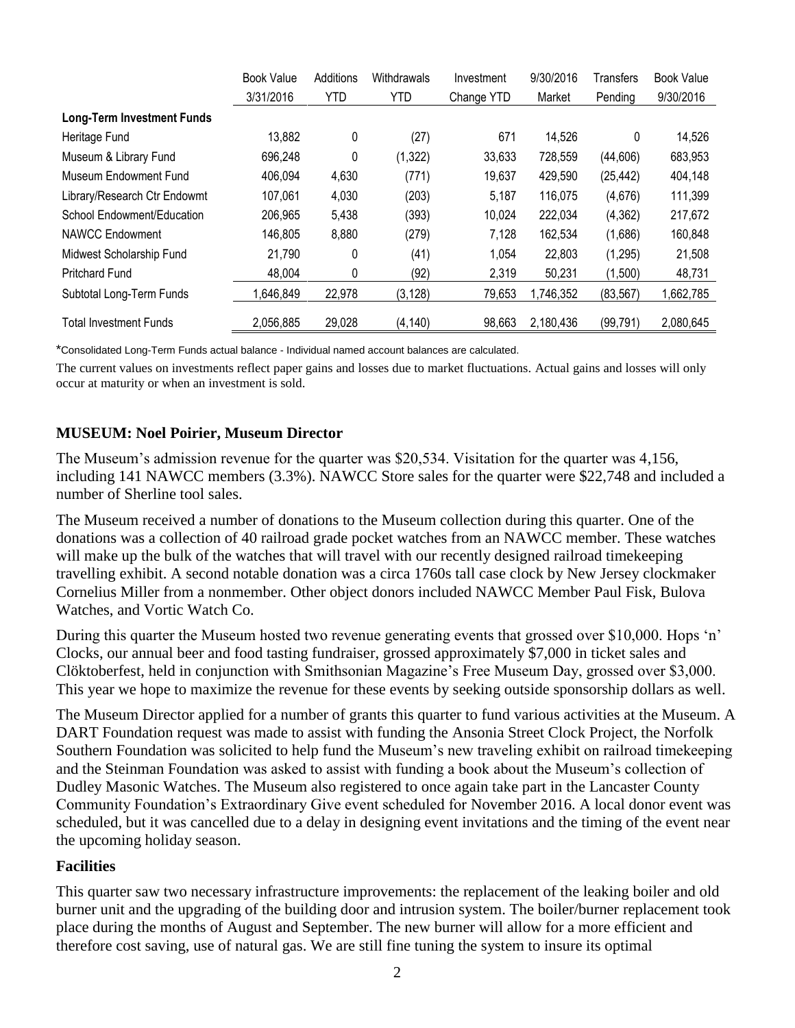| | Book Value 3/31/2016 | Additions YTD | Withdrawals YTD | Investment Change YTD | 9/30/2016 Market | Transfers Pending | Book Value 9/30/2016 |
|---|---|---|---|---|---|---|---|
| **Long-Term Investment Funds** | | | | | | | |
| Heritage Fund | 13,882 | 0 | (27) | 671 | 14,526 | 0 | 14,526 |
| Museum & Library Fund | 696,248 | 0 | (1,322) | 33,633 | 728,559 | (44,606) | 683,953 |
| Museum Endowment Fund | 406,094 | 4,630 | (771) | 19,637 | 429,590 | (25,442) | 404,148 |
| Library/Research Ctr Endowmt | 107,061 | 4,030 | (203) | 5,187 | 116,075 | (4,676) | 111,399 |
| School Endowment/Education | 206,965 | 5,438 | (393) | 10,024 | 222,034 | (4,362) | 217,672 |
| NAWCC Endowment | 146,805 | 8,880 | (279) | 7,128 | 162,534 | (1,686) | 160,848 |
| Midwest Scholarship Fund | 21,790 | 0 | (41) | 1,054 | 22,803 | (1,295) | 21,508 |
| Pritchard Fund | 48,004 | 0 | (92) | 2,319 | 50,231 | (1,500) | 48,731 |
| Subtotal Long-Term Funds | 1,646,849 | 22,978 | (3,128) | 79,653 | 1,746,352 | (83,567) | 1,662,785 |
| Total Investment Funds | 2,056,885 | 29,028 | (4,140) | 98,663 | 2,180,436 | (99,791) | 2,080,645 |

*Consolidated Long-Term Funds actual balance - Individual named account balances are calculated.

The current values on investments reflect paper gains and losses due to market fluctuations. Actual gains and losses will only occur at maturity or when an investment is sold.

## MUSEUM: Noel Poirier, Museum Director

The Museum's admission revenue for the quarter was $20,534. Visitation for the quarter was 4,156, including 141 NAWCC members (3.3%). NAWCC Store sales for the quarter were $22,748 and included a number of Sherline tool sales.

The Museum received a number of donations to the Museum collection during this quarter. One of the donations was a collection of 40 railroad grade pocket watches from an NAWCC member. These watches will make up the bulk of the watches that will travel with our recently designed railroad timekeeping travelling exhibit. A second notable donation was a circa 1760s tall case clock by New Jersey clockmaker Cornelius Miller from a nonmember. Other object donors included NAWCC Member Paul Fisk, Bulova Watches, and Vortic Watch Co.

During this quarter the Museum hosted two revenue generating events that grossed over $10,000. Hops 'n' Clocks, our annual beer and food tasting fundraiser, grossed approximately $7,000 in ticket sales and Clöktoberfest, held in conjunction with Smithsonian Magazine's Free Museum Day, grossed over $3,000. This year we hope to maximize the revenue for these events by seeking outside sponsorship dollars as well.

The Museum Director applied for a number of grants this quarter to fund various activities at the Museum. A DART Foundation request was made to assist with funding the Ansonia Street Clock Project, the Norfolk Southern Foundation was solicited to help fund the Museum's new traveling exhibit on railroad timekeeping and the Steinman Foundation was asked to assist with funding a book about the Museum's collection of Dudley Masonic Watches. The Museum also registered to once again take part in the Lancaster County Community Foundation's Extraordinary Give event scheduled for November 2016. A local donor event was scheduled, but it was cancelled due to a delay in designing event invitations and the timing of the event near the upcoming holiday season.

### Facilities

This quarter saw two necessary infrastructure improvements: the replacement of the leaking boiler and old burner unit and the upgrading of the building door and intrusion system. The boiler/burner replacement took place during the months of August and September. The new burner will allow for a more efficient and therefore cost saving, use of natural gas. We are still fine tuning the system to insure its optimal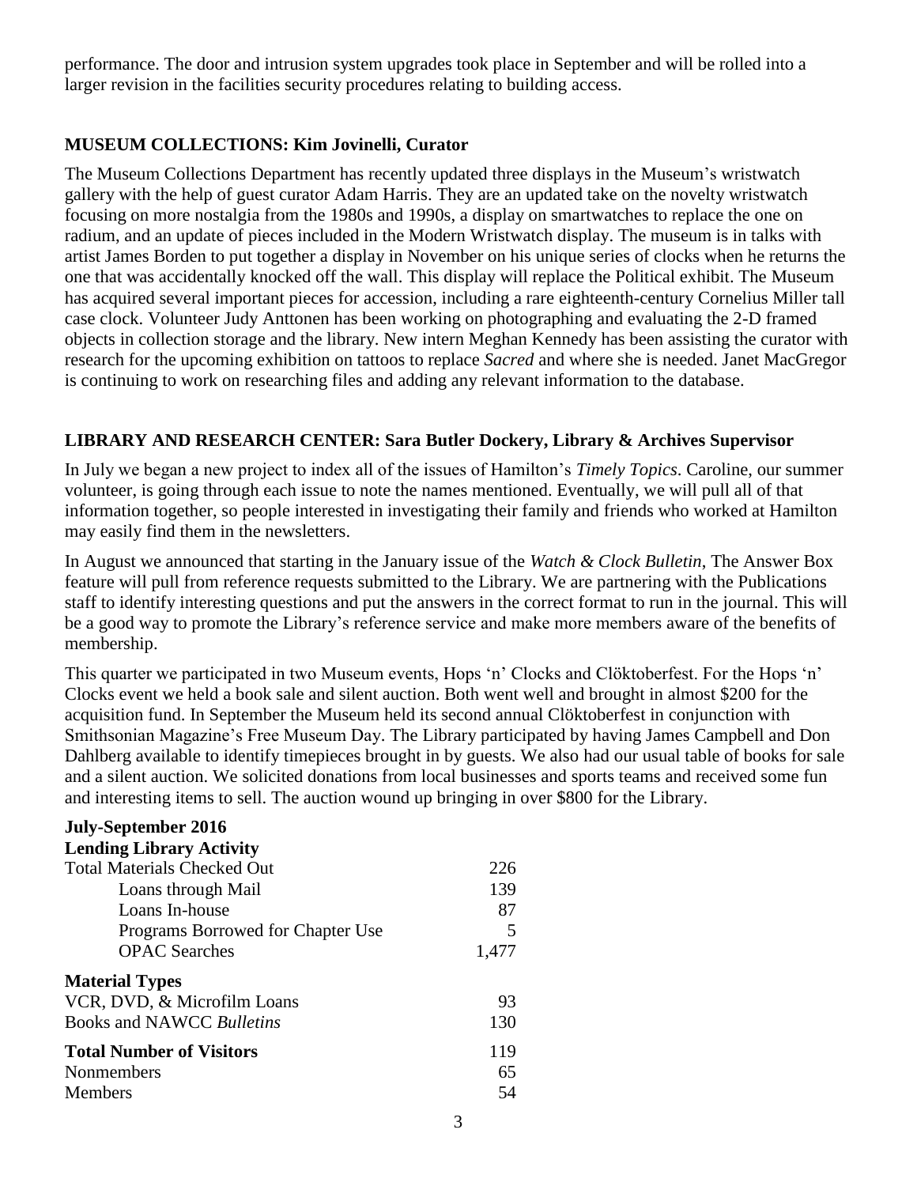performance. The door and intrusion system upgrades took place in September and will be rolled into a larger revision in the facilities security procedures relating to building access.

## MUSEUM COLLECTIONS: Kim Jovinelli, Curator

The Museum Collections Department has recently updated three displays in the Museum's wristwatch gallery with the help of guest curator Adam Harris. They are an updated take on the novelty wristwatch focusing on more nostalgia from the 1980s and 1990s, a display on smartwatches to replace the one on radium, and an update of pieces included in the Modern Wristwatch display. The museum is in talks with artist James Borden to put together a display in November on his unique series of clocks when he returns the one that was accidentally knocked off the wall. This display will replace the Political exhibit. The Museum has acquired several important pieces for accession, including a rare eighteenth-century Cornelius Miller tall case clock. Volunteer Judy Anttonen has been working on photographing and evaluating the 2-D framed objects in collection storage and the library. New intern Meghan Kennedy has been assisting the curator with research for the upcoming exhibition on tattoos to replace *Sacred* and where she is needed. Janet MacGregor is continuing to work on researching files and adding any relevant information to the database.

## LIBRARY AND RESEARCH CENTER: Sara Butler Dockery, Library & Archives Supervisor

In July we began a new project to index all of the issues of Hamilton's *Timely Topics*. Caroline, our summer volunteer, is going through each issue to note the names mentioned. Eventually, we will pull all of that information together, so people interested in investigating their family and friends who worked at Hamilton may easily find them in the newsletters.

In August we announced that starting in the January issue of the *Watch & Clock Bulletin*, The Answer Box feature will pull from reference requests submitted to the Library. We are partnering with the Publications staff to identify interesting questions and put the answers in the correct format to run in the journal. This will be a good way to promote the Library's reference service and make more members aware of the benefits of membership.

This quarter we participated in two Museum events, Hops 'n' Clocks and Clöktoberfest. For the Hops 'n' Clocks event we held a book sale and silent auction. Both went well and brought in almost $200 for the acquisition fund. In September the Museum held its second annual Clöktoberfest in conjunction with Smithsonian Magazine's Free Museum Day. The Library participated by having James Campbell and Don Dahlberg available to identify timepieces brought in by guests. We also had our usual table of books for sale and a silent auction. We solicited donations from local businesses and sports teams and received some fun and interesting items to sell. The auction wound up bringing in over $800 for the Library.

**July-September 2016**

| **Lending Library Activity** | |
|---|---|
| Total Materials Checked Out | 226 |
| Loans through Mail | 139 |
| Loans In-house | 87 |
| Programs Borrowed for Chapter Use | 5 |
| OPAC Searches | 1,477 |
| **Material Types** | |
| VCR, DVD, & Microfilm Loans | 93 |
| Books and NAWCC *Bulletins* | 130 |
| **Total Number of Visitors** | 119 |
| Nonmembers | 65 |
| Members | 54 |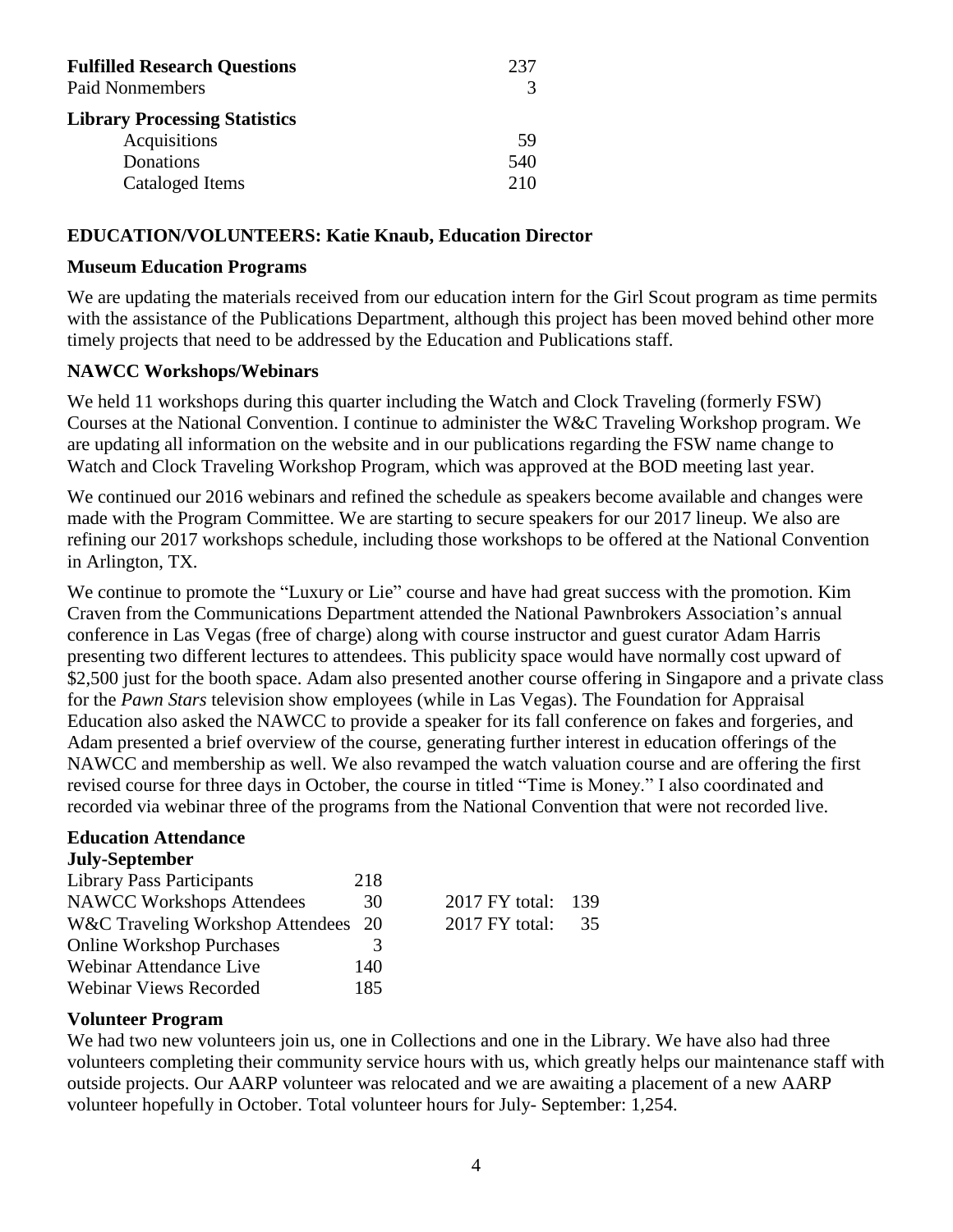| | |
|---|---|
| **Fulfilled Research Questions** | 237 |
| Paid Nonmembers | 3 |
| **Library Processing Statistics** | |
| Acquisitions | 59 |
| Donations | 540 |
| Cataloged Items | 210 |

### EDUCATION/VOLUNTEERS: Katie Knaub, Education Director

#### Museum Education Programs

We are updating the materials received from our education intern for the Girl Scout program as time permits with the assistance of the Publications Department, although this project has been moved behind other more timely projects that need to be addressed by the Education and Publications staff.

#### NAWCC Workshops/Webinars

We held 11 workshops during this quarter including the Watch and Clock Traveling (formerly FSW) Courses at the National Convention. I continue to administer the W&C Traveling Workshop program. We are updating all information on the website and in our publications regarding the FSW name change to Watch and Clock Traveling Workshop Program, which was approved at the BOD meeting last year.

We continued our 2016 webinars and refined the schedule as speakers become available and changes were made with the Program Committee. We are starting to secure speakers for our 2017 lineup. We also are refining our 2017 workshops schedule, including those workshops to be offered at the National Convention in Arlington, TX.

We continue to promote the "Luxury or Lie" course and have had great success with the promotion. Kim Craven from the Communications Department attended the National Pawnbrokers Association's annual conference in Las Vegas (free of charge) along with course instructor and guest curator Adam Harris presenting two different lectures to attendees. This publicity space would have normally cost upward of $2,500 just for the booth space. Adam also presented another course offering in Singapore and a private class for the *Pawn Stars* television show employees (while in Las Vegas). The Foundation for Appraisal Education also asked the NAWCC to provide a speaker for its fall conference on fakes and forgeries, and Adam presented a brief overview of the course, generating further interest in education offerings of the NAWCC and membership as well. We also revamped the watch valuation course and are offering the first revised course for three days in October, the course in titled "Time is Money." I also coordinated and recorded via webinar three of the programs from the National Convention that were not recorded live.

#### Education Attendance

**July-September**

| | | |
|---|---|---|
| Library Pass Participants | 218 | |
| NAWCC Workshops Attendees | 30 | 2017 FY total: 139 |
| W&C Traveling Workshop Attendees | 20 | 2017 FY total: 35 |
| Online Workshop Purchases | 3 | |
| Webinar Attendance Live | 140 | |
| Webinar Views Recorded | 185 | |

#### Volunteer Program

We had two new volunteers join us, one in Collections and one in the Library. We have also had three volunteers completing their community service hours with us, which greatly helps our maintenance staff with outside projects. Our AARP volunteer was relocated and we are awaiting a placement of a new AARP volunteer hopefully in October. Total volunteer hours for July- September: 1,254.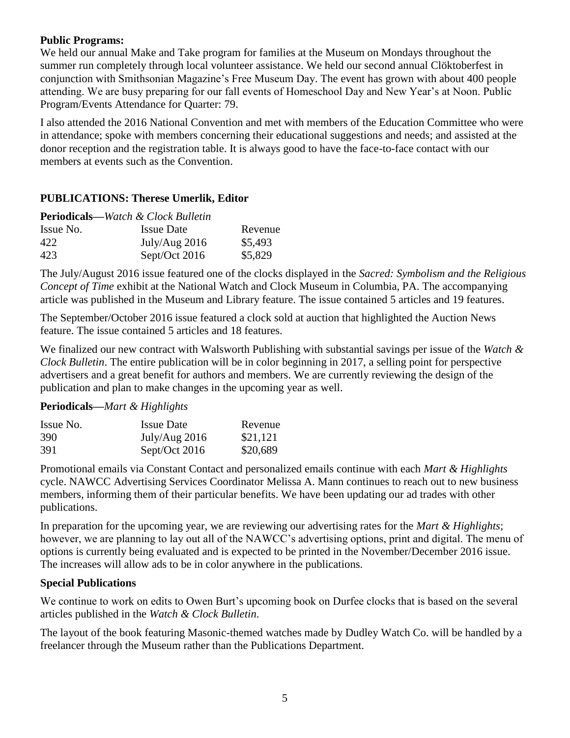**Public Programs:**
We held our annual Make and Take program for families at the Museum on Mondays throughout the summer run completely through local volunteer assistance. We held our second annual Clöktoberfest in conjunction with Smithsonian Magazine's Free Museum Day. The event has grown with about 400 people attending. We are busy preparing for our fall events of Homeschool Day and New Year's at Noon. Public Program/Events Attendance for Quarter: 79.

I also attended the 2016 National Convention and met with members of the Education Committee who were in attendance; spoke with members concerning their educational suggestions and needs; and assisted at the donor reception and the registration table. It is always good to have the face-to-face contact with our members at events such as the Convention.

## PUBLICATIONS: Therese Umerlik, Editor

**Periodicals—***Watch & Clock Bulletin*

| Issue No. | Issue Date | Revenue |
|---|---|---|
| 422 | July/Aug 2016 | $5,493 |
| 423 | Sept/Oct 2016 | $5,829 |

The July/August 2016 issue featured one of the clocks displayed in the *Sacred: Symbolism and the Religious Concept of Time* exhibit at the National Watch and Clock Museum in Columbia, PA. The accompanying article was published in the Museum and Library feature. The issue contained 5 articles and 19 features.

The September/October 2016 issue featured a clock sold at auction that highlighted the Auction News feature. The issue contained 5 articles and 18 features.

We finalized our new contract with Walsworth Publishing with substantial savings per issue of the *Watch & Clock Bulletin*. The entire publication will be in color beginning in 2017, a selling point for perspective advertisers and a great benefit for authors and members. We are currently reviewing the design of the publication and plan to make changes in the upcoming year as well.

**Periodicals—***Mart & Highlights*

| Issue No. | Issue Date | Revenue |
|---|---|---|
| 390 | July/Aug 2016 | $21,121 |
| 391 | Sept/Oct 2016 | $20,689 |

Promotional emails via Constant Contact and personalized emails continue with each *Mart & Highlights* cycle. NAWCC Advertising Services Coordinator Melissa A. Mann continues to reach out to new business members, informing them of their particular benefits. We have been updating our ad trades with other publications.

In preparation for the upcoming year, we are reviewing our advertising rates for the *Mart & Highlights*; however, we are planning to lay out all of the NAWCC's advertising options, print and digital. The menu of options is currently being evaluated and is expected to be printed in the November/December 2016 issue. The increases will allow ads to be in color anywhere in the publications.

**Special Publications**

We continue to work on edits to Owen Burt's upcoming book on Durfee clocks that is based on the several articles published in the *Watch & Clock Bulletin*.

The layout of the book featuring Masonic-themed watches made by Dudley Watch Co. will be handled by a freelancer through the Museum rather than the Publications Department.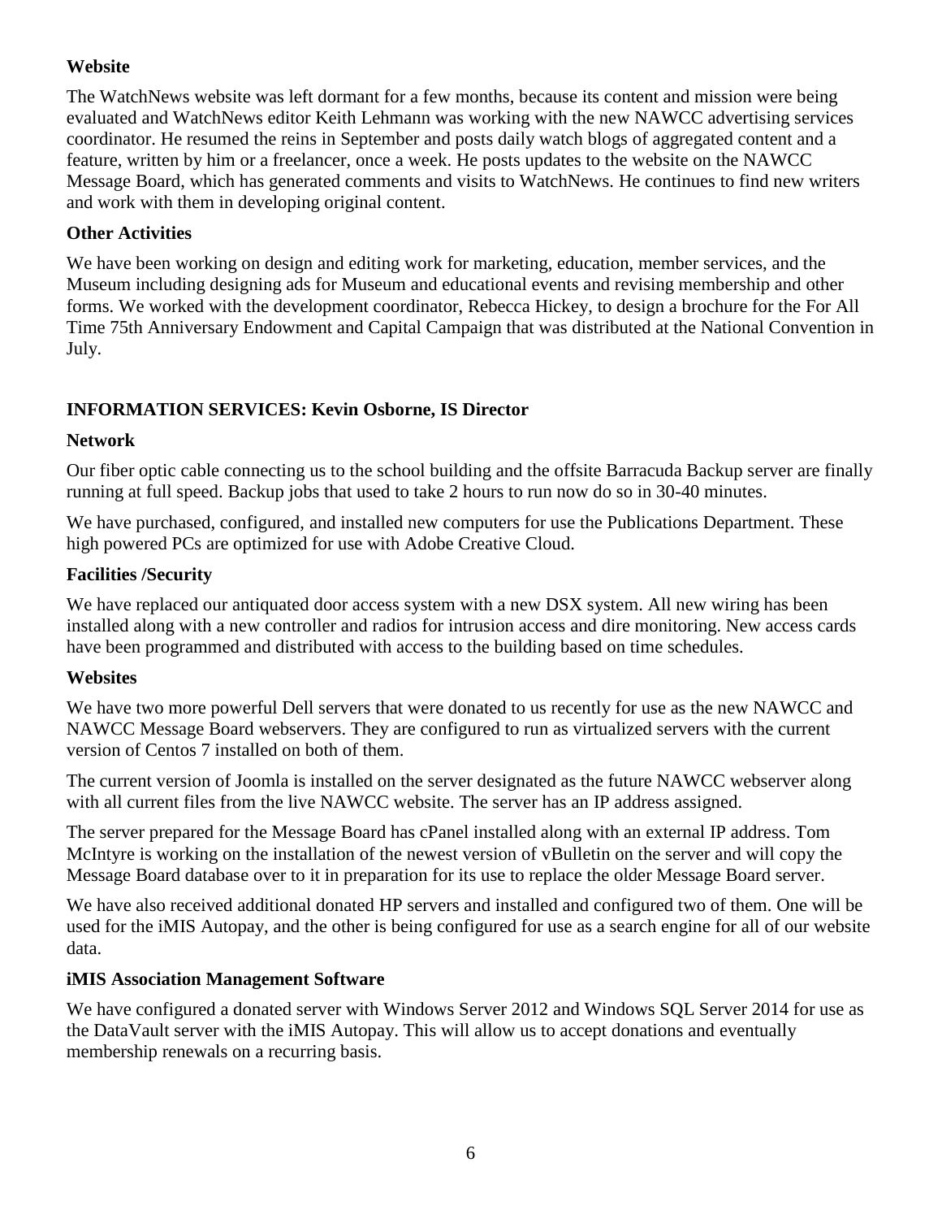**Website**

The WatchNews website was left dormant for a few months, because its content and mission were being evaluated and WatchNews editor Keith Lehmann was working with the new NAWCC advertising services coordinator. He resumed the reins in September and posts daily watch blogs of aggregated content and a feature, written by him or a freelancer, once a week. He posts updates to the website on the NAWCC Message Board, which has generated comments and visits to WatchNews. He continues to find new writers and work with them in developing original content.

**Other Activities**

We have been working on design and editing work for marketing, education, member services, and the Museum including designing ads for Museum and educational events and revising membership and other forms. We worked with the development coordinator, Rebecca Hickey, to design a brochure for the For All Time 75th Anniversary Endowment and Capital Campaign that was distributed at the National Convention in July.

## INFORMATION SERVICES: Kevin Osborne, IS Director

**Network**

Our fiber optic cable connecting us to the school building and the offsite Barracuda Backup server are finally running at full speed. Backup jobs that used to take 2 hours to run now do so in 30-40 minutes.

We have purchased, configured, and installed new computers for use the Publications Department. These high powered PCs are optimized for use with Adobe Creative Cloud.

**Facilities /Security**

We have replaced our antiquated door access system with a new DSX system. All new wiring has been installed along with a new controller and radios for intrusion access and dire monitoring. New access cards have been programmed and distributed with access to the building based on time schedules.

**Websites**

We have two more powerful Dell servers that were donated to us recently for use as the new NAWCC and NAWCC Message Board webservers. They are configured to run as virtualized servers with the current version of Centos 7 installed on both of them.

The current version of Joomla is installed on the server designated as the future NAWCC webserver along with all current files from the live NAWCC website. The server has an IP address assigned.

The server prepared for the Message Board has cPanel installed along with an external IP address. Tom McIntyre is working on the installation of the newest version of vBulletin on the server and will copy the Message Board database over to it in preparation for its use to replace the older Message Board server.

We have also received additional donated HP servers and installed and configured two of them. One will be used for the iMIS Autopay, and the other is being configured for use as a search engine for all of our website data.

**iMIS Association Management Software**

We have configured a donated server with Windows Server 2012 and Windows SQL Server 2014 for use as the DataVault server with the iMIS Autopay. This will allow us to accept donations and eventually membership renewals on a recurring basis.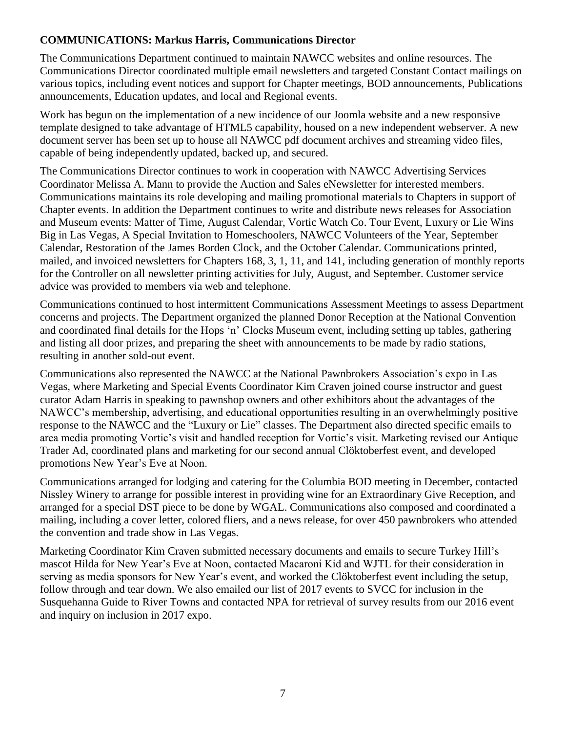**COMMUNICATIONS: Markus Harris, Communications Director**

The Communications Department continued to maintain NAWCC websites and online resources. The Communications Director coordinated multiple email newsletters and targeted Constant Contact mailings on various topics, including event notices and support for Chapter meetings, BOD announcements, Publications announcements, Education updates, and local and Regional events.

Work has begun on the implementation of a new incidence of our Joomla website and a new responsive template designed to take advantage of HTML5 capability, housed on a new independent webserver. A new document server has been set up to house all NAWCC pdf document archives and streaming video files, capable of being independently updated, backed up, and secured.

The Communications Director continues to work in cooperation with NAWCC Advertising Services Coordinator Melissa A. Mann to provide the Auction and Sales eNewsletter for interested members. Communications maintains its role developing and mailing promotional materials to Chapters in support of Chapter events. In addition the Department continues to write and distribute news releases for Association and Museum events: Matter of Time, August Calendar, Vortic Watch Co. Tour Event, Luxury or Lie Wins Big in Las Vegas, A Special Invitation to Homeschoolers, NAWCC Volunteers of the Year, September Calendar, Restoration of the James Borden Clock, and the October Calendar. Communications printed, mailed, and invoiced newsletters for Chapters 168, 3, 1, 11, and 141, including generation of monthly reports for the Controller on all newsletter printing activities for July, August, and September. Customer service advice was provided to members via web and telephone.

Communications continued to host intermittent Communications Assessment Meetings to assess Department concerns and projects. The Department organized the planned Donor Reception at the National Convention and coordinated final details for the Hops 'n' Clocks Museum event, including setting up tables, gathering and listing all door prizes, and preparing the sheet with announcements to be made by radio stations, resulting in another sold-out event.

Communications also represented the NAWCC at the National Pawnbrokers Association's expo in Las Vegas, where Marketing and Special Events Coordinator Kim Craven joined course instructor and guest curator Adam Harris in speaking to pawnshop owners and other exhibitors about the advantages of the NAWCC's membership, advertising, and educational opportunities resulting in an overwhelmingly positive response to the NAWCC and the "Luxury or Lie" classes. The Department also directed specific emails to area media promoting Vortic's visit and handled reception for Vortic's visit. Marketing revised our Antique Trader Ad, coordinated plans and marketing for our second annual Clöktoberfest event, and developed promotions New Year's Eve at Noon.

Communications arranged for lodging and catering for the Columbia BOD meeting in December, contacted Nissley Winery to arrange for possible interest in providing wine for an Extraordinary Give Reception, and arranged for a special DST piece to be done by WGAL. Communications also composed and coordinated a mailing, including a cover letter, colored fliers, and a news release, for over 450 pawnbrokers who attended the convention and trade show in Las Vegas.

Marketing Coordinator Kim Craven submitted necessary documents and emails to secure Turkey Hill's mascot Hilda for New Year's Eve at Noon, contacted Macaroni Kid and WJTL for their consideration in serving as media sponsors for New Year's event, and worked the Clöktoberfest event including the setup, follow through and tear down. We also emailed our list of 2017 events to SVCC for inclusion in the Susquehanna Guide to River Towns and contacted NPA for retrieval of survey results from our 2016 event and inquiry on inclusion in 2017 expo.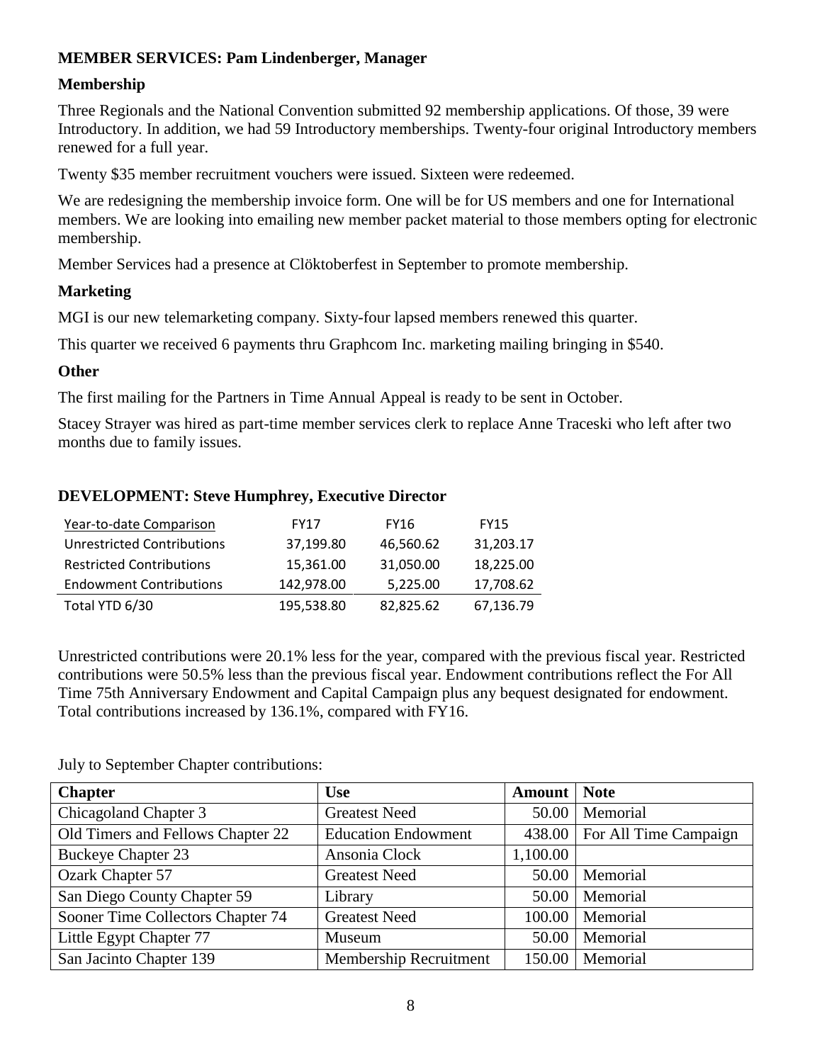## MEMBER SERVICES: Pam Lindenberger, Manager

### Membership

Three Regionals and the National Convention submitted 92 membership applications. Of those, 39 were Introductory. In addition, we had 59 Introductory memberships. Twenty-four original Introductory members renewed for a full year.

Twenty $35 member recruitment vouchers were issued. Sixteen were redeemed.

We are redesigning the membership invoice form. One will be for US members and one for International members. We are looking into emailing new member packet material to those members opting for electronic membership.

Member Services had a presence at Clöktoberfest in September to promote membership.

### Marketing

MGI is our new telemarketing company. Sixty-four lapsed members renewed this quarter.

This quarter we received 6 payments thru Graphcom Inc. marketing mailing bringing in $540.

### Other

The first mailing for the Partners in Time Annual Appeal is ready to be sent in October.

Stacey Strayer was hired as part-time member services clerk to replace Anne Traceski who left after two months due to family issues.

## DEVELOPMENT: Steve Humphrey, Executive Director

| Year-to-date Comparison | FY17 | FY16 | FY15 |
|---|---|---|---|
| Unrestricted Contributions | 37,199.80 | 46,560.62 | 31,203.17 |
| Restricted Contributions | 15,361.00 | 31,050.00 | 18,225.00 |
| Endowment Contributions | 142,978.00 | 5,225.00 | 17,708.62 |
| Total YTD 6/30 | 195,538.80 | 82,825.62 | 67,136.79 |

Unrestricted contributions were 20.1% less for the year, compared with the previous fiscal year. Restricted contributions were 50.5% less than the previous fiscal year. Endowment contributions reflect the For All Time 75th Anniversary Endowment and Capital Campaign plus any bequest designated for endowment. Total contributions increased by 136.1%, compared with FY16.

July to September Chapter contributions:

| Chapter | Use | Amount | Note |
|---|---|---|---|
| Chicagoland Chapter 3 | Greatest Need | 50.00 | Memorial |
| Old Timers and Fellows Chapter 22 | Education Endowment | 438.00 | For All Time Campaign |
| Buckeye Chapter 23 | Ansonia Clock | 1,100.00 | |
| Ozark Chapter 57 | Greatest Need | 50.00 | Memorial |
| San Diego County Chapter 59 | Library | 50.00 | Memorial |
| Sooner Time Collectors Chapter 74 | Greatest Need | 100.00 | Memorial |
| Little Egypt Chapter 77 | Museum | 50.00 | Memorial |
| San Jacinto Chapter 139 | Membership Recruitment | 150.00 | Memorial |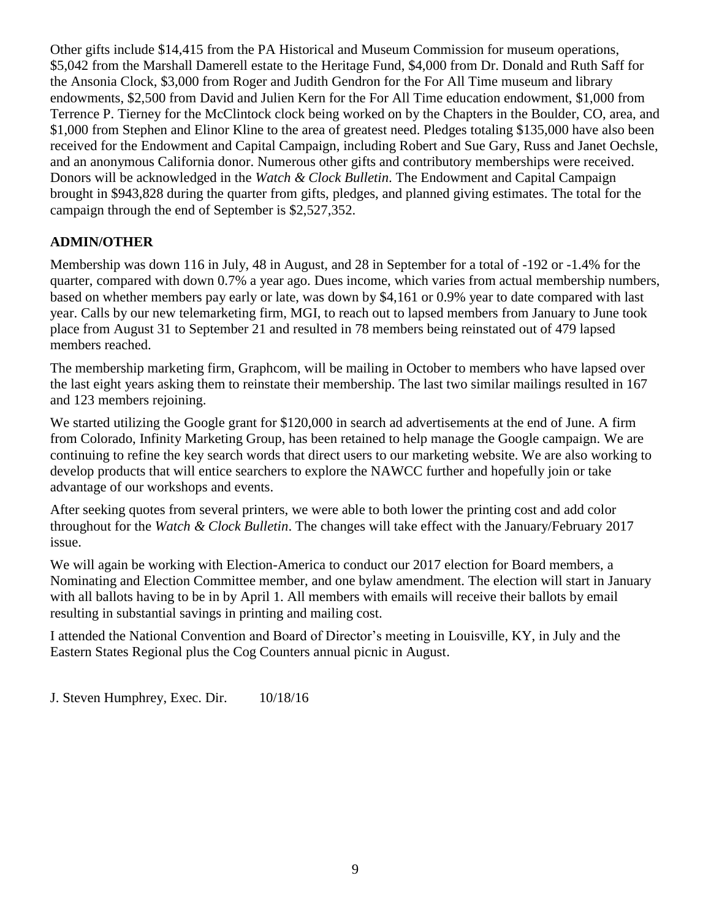Other gifts include $14,415 from the PA Historical and Museum Commission for museum operations, $5,042 from the Marshall Damerell estate to the Heritage Fund, $4,000 from Dr. Donald and Ruth Saff for the Ansonia Clock, $3,000 from Roger and Judith Gendron for the For All Time museum and library endowments, $2,500 from David and Julien Kern for the For All Time education endowment, $1,000 from Terrence P. Tierney for the McClintock clock being worked on by the Chapters in the Boulder, CO, area, and $1,000 from Stephen and Elinor Kline to the area of greatest need. Pledges totaling $135,000 have also been received for the Endowment and Capital Campaign, including Robert and Sue Gary, Russ and Janet Oechsle, and an anonymous California donor. Numerous other gifts and contributory memberships were received. Donors will be acknowledged in the *Watch & Clock Bulletin*. The Endowment and Capital Campaign brought in $943,828 during the quarter from gifts, pledges, and planned giving estimates. The total for the campaign through the end of September is $2,527,352.

## ADMIN/OTHER

Membership was down 116 in July, 48 in August, and 28 in September for a total of -192 or -1.4% for the quarter, compared with down 0.7% a year ago. Dues income, which varies from actual membership numbers, based on whether members pay early or late, was down by $4,161 or 0.9% year to date compared with last year. Calls by our new telemarketing firm, MGI, to reach out to lapsed members from January to June took place from August 31 to September 21 and resulted in 78 members being reinstated out of 479 lapsed members reached.

The membership marketing firm, Graphcom, will be mailing in October to members who have lapsed over the last eight years asking them to reinstate their membership. The last two similar mailings resulted in 167 and 123 members rejoining.

We started utilizing the Google grant for $120,000 in search ad advertisements at the end of June. A firm from Colorado, Infinity Marketing Group, has been retained to help manage the Google campaign. We are continuing to refine the key search words that direct users to our marketing website. We are also working to develop products that will entice searchers to explore the NAWCC further and hopefully join or take advantage of our workshops and events.

After seeking quotes from several printers, we were able to both lower the printing cost and add color throughout for the *Watch & Clock Bulletin*. The changes will take effect with the January/February 2017 issue.

We will again be working with Election-America to conduct our 2017 election for Board members, a Nominating and Election Committee member, and one bylaw amendment. The election will start in January with all ballots having to be in by April 1. All members with emails will receive their ballots by email resulting in substantial savings in printing and mailing cost.

I attended the National Convention and Board of Director's meeting in Louisville, KY, in July and the Eastern States Regional plus the Cog Counters annual picnic in August.

J. Steven Humphrey, Exec. Dir. 10/18/16